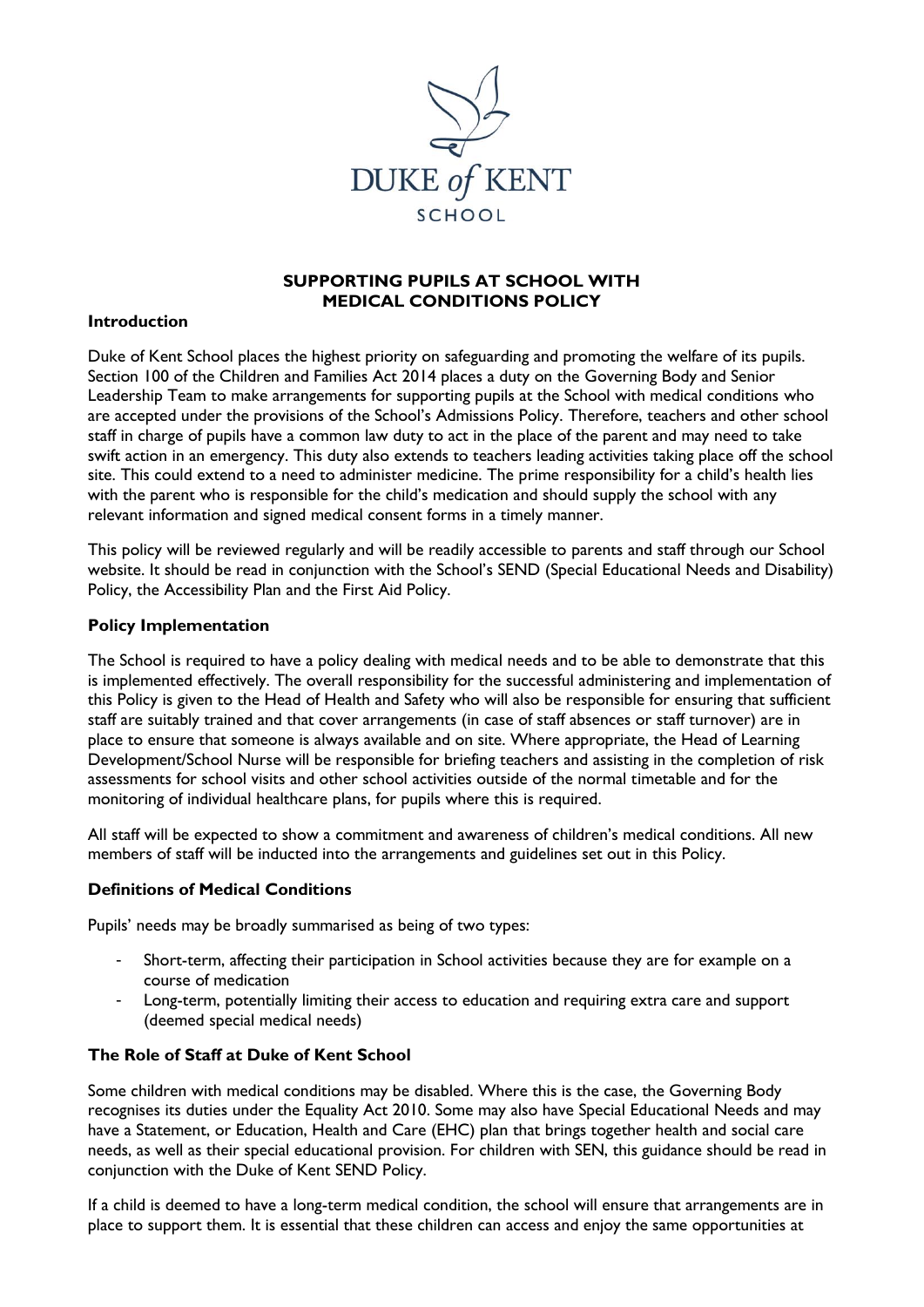# SUPPORTING PUPILS AT SCHOOL WITH MEDICAL CONDITIONS POLICY

## Introduction

Duke of Kent School places the highest priority on safeguarding and promoting the welfare of its pupils. Section 100 of the Children and Families Act 2014 places a duty on the Governing Body and Senior Leadership Team to make arrangements for supporting pupils at the School with medical conditions who are accepted under the provisions of the School's Admissions Policy. Therefore, teachers and other school staff in charge of pupils have a common law duty to act in the place of the parent and may need to take swift action in an emergency. This duty also extends to teachers leading activities taking place off the school site. This could extend to a need to administer medicine. The prime responsibility for a child's health lies with the parent who is responsible for the child's medication and should supply the school with any relevant information and signed medical consent forms in a timely manner.

This policy will be reviewed regularly and will be readily accessible to parents and staff through our School website. It should be read in conjunction with the School's SEND (Special Educational Needs and Disability) Policy, the Accessibility Plan and the First Aid Policy.

## Policy Implementation

The School is required to have a policy dealing with medical needs and to be able to demonstrate that this is implemented effectively. The overall responsibility for the successful administering and implementation of this Policy is given to the Head of Health and Safety who will also be responsible for ensuring that sufficient staff are suitably trained and that cover arrangements (in case of staff absences or staff turnover) are in place to ensure that someone is always available and on site. Where appropriate, the Head of Learning Development/School Nurse will be responsible for briefing teachers and assisting in the completion of risk assessments for school visits and other school activities outside of the normal timetable and for the monitoring of individual healthcare plans, for pupils where this is required.

All staff will be expected to show a commitment and awareness of children's medical conditions. All new members of staff will be inducted into the arrangements and guidelines set out in this Policy.

## Definitions of Medical Conditions

Pupils' needs may be broadly summarised as being of two types:

- Short-term, affecting their participation in School activities because they are for example on a course of medication
- Long-term, potentially limiting their access to education and requiring extra care and support (deemed special medical needs)

## The Role of Staff at Duke of Kent School

Some children with medical conditions may be disabled. Where this is the case, the Governing Body recognises its duties under the Equality Act 2010. Some may also have Special Educational Needs and may have a Statement, or Education, Health and Care (EHC) plan that brings together health and social care needs, as well as their special educational provision. For children with SEN, this guidance should be read in conjunction with the Duke of Kent SEND Policy.

If a child is deemed to have a long-term medical condition, the school will ensure that arrangements are in place to support them. It is essential that these children can access and enjoy the same opportunities at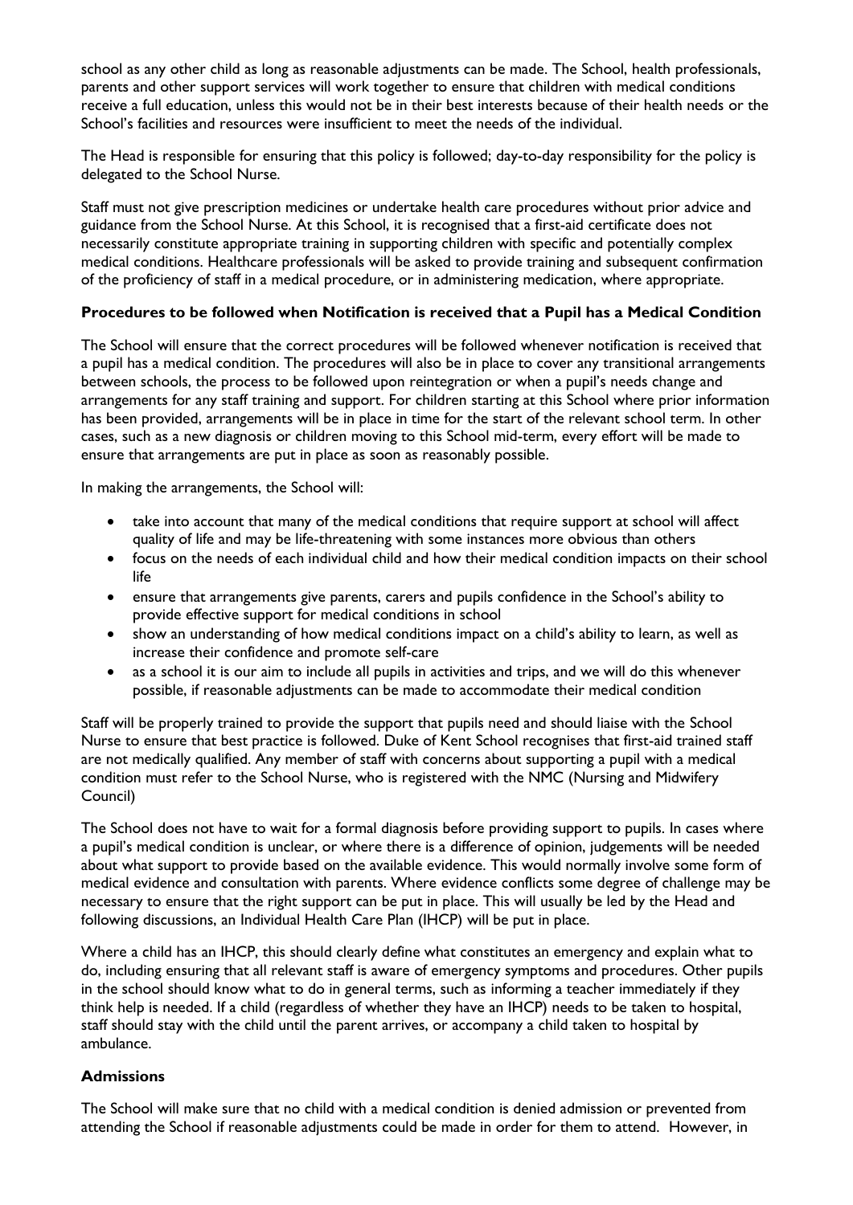school as any other child as long as reasonable adjustments can be made. The School, health professionals, parents and other support services will work together to ensure that children with medical conditions receive a full education, unless this would not be in their best interests because of their health needs or the School's facilities and resources were insufficient to meet the needs of the individual.

The Head is responsible for ensuring that this policy is followed; day-to-day responsibility for the policy is delegated to the School Nurse.

Staff must not give prescription medicines or undertake health care procedures without prior advice and guidance from the School Nurse. At this School, it is recognised that a first-aid certificate does not necessarily constitute appropriate training in supporting children with specific and potentially complex medical conditions. Healthcare professionals will be asked to provide training and subsequent confirmation of the proficiency of staff in a medical procedure, or in administering medication, where appropriate.

**Procedures to be followed when Notification is received that a Pupil has a Medical Condition**

The School will ensure that the correct procedures will be followed whenever notification is received that a pupil has a medical condition. The procedures will also be in place to cover any transitional arrangements between schools, the process to be followed upon reintegration or when a pupil's needs change and arrangements for any staff training and support. For children starting at this School where prior information has been provided, arrangements will be in place in time for the start of the relevant school term. In other cases, such as a new diagnosis or children moving to this School mid-term, every effort will be made to ensure that arrangements are put in place as soon as reasonably possible.

In making the arrangements, the School will:

- take into account that many of the medical conditions that require support at school will affect quality of life and may be life-threatening with some instances more obvious than others
- focus on the needs of each individual child and how their medical condition impacts on their school life
- ensure that arrangements give parents, carers and pupils confidence in the School's ability to provide effective support for medical conditions in school
- show an understanding of how medical conditions impact on a child's ability to learn, as well as increase their confidence and promote self-care
- as a school it is our aim to include all pupils in activities and trips, and we will do this whenever possible, if reasonable adjustments can be made to accommodate their medical condition

Staff will be properly trained to provide the support that pupils need and should liaise with the School Nurse to ensure that best practice is followed. Duke of Kent School recognises that first-aid trained staff are not medically qualified. Any member of staff with concerns about supporting a pupil with a medical condition must refer to the School Nurse, who is registered with the NMC (Nursing and Midwifery Council)

The School does not have to wait for a formal diagnosis before providing support to pupils. In cases where a pupil's medical condition is unclear, or where there is a difference of opinion, judgements will be needed about what support to provide based on the available evidence. This would normally involve some form of medical evidence and consultation with parents. Where evidence conflicts some degree of challenge may be necessary to ensure that the right support can be put in place. This will usually be led by the Head and following discussions, an Individual Health Care Plan (IHCP) will be put in place.

Where a child has an IHCP, this should clearly define what constitutes an emergency and explain what to do, including ensuring that all relevant staff is aware of emergency symptoms and procedures. Other pupils in the school should know what to do in general terms, such as informing a teacher immediately if they think help is needed. If a child (regardless of whether they have an IHCP) needs to be taken to hospital, staff should stay with the child until the parent arrives, or accompany a child taken to hospital by ambulance.

**Admissions**

The School will make sure that no child with a medical condition is denied admission or prevented from attending the School if reasonable adjustments could be made in order for them to attend. However, in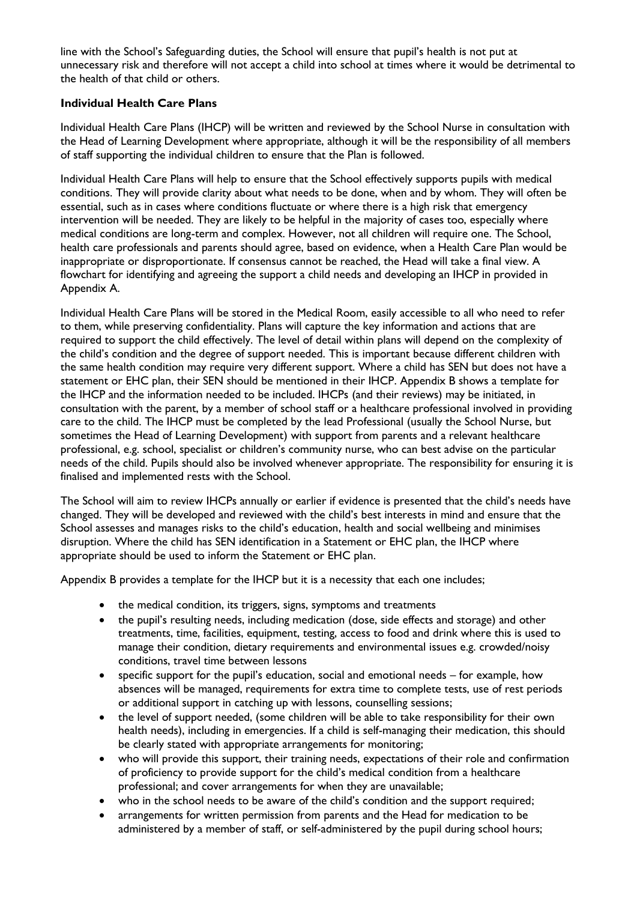line with the School's Safeguarding duties, the School will ensure that pupil's health is not put at unnecessary risk and therefore will not accept a child into school at times where it would be detrimental to the health of that child or others.

**Individual Health Care Plans**

Individual Health Care Plans (IHCP) will be written and reviewed by the School Nurse in consultation with the Head of Learning Development where appropriate, although it will be the responsibility of all members of staff supporting the individual children to ensure that the Plan is followed.

Individual Health Care Plans will help to ensure that the School effectively supports pupils with medical conditions. They will provide clarity about what needs to be done, when and by whom. They will often be essential, such as in cases where conditions fluctuate or where there is a high risk that emergency intervention will be needed. They are likely to be helpful in the majority of cases too, especially where medical conditions are long-term and complex. However, not all children will require one. The School, health care professionals and parents should agree, based on evidence, when a Health Care Plan would be inappropriate or disproportionate. If consensus cannot be reached, the Head will take a final view. A flowchart for identifying and agreeing the support a child needs and developing an IHCP in provided in Appendix A.

Individual Health Care Plans will be stored in the Medical Room, easily accessible to all who need to refer to them, while preserving confidentiality. Plans will capture the key information and actions that are required to support the child effectively. The level of detail within plans will depend on the complexity of the child's condition and the degree of support needed. This is important because different children with the same health condition may require very different support. Where a child has SEN but does not have a statement or EHC plan, their SEN should be mentioned in their IHCP. Appendix B shows a template for the IHCP and the information needed to be included. IHCPs (and their reviews) may be initiated, in consultation with the parent, by a member of school staff or a healthcare professional involved in providing care to the child. The IHCP must be completed by the lead Professional (usually the School Nurse, but sometimes the Head of Learning Development) with support from parents and a relevant healthcare professional, e.g. school, specialist or children's community nurse, who can best advise on the particular needs of the child. Pupils should also be involved whenever appropriate. The responsibility for ensuring it is finalised and implemented rests with the School.

The School will aim to review IHCPs annually or earlier if evidence is presented that the child's needs have changed. They will be developed and reviewed with the child's best interests in mind and ensure that the School assesses and manages risks to the child's education, health and social wellbeing and minimises disruption. Where the child has SEN identification in a Statement or EHC plan, the IHCP where appropriate should be used to inform the Statement or EHC plan.

Appendix B provides a template for the IHCP but it is a necessity that each one includes;

- the medical condition, its triggers, signs, symptoms and treatments
- the pupil's resulting needs, including medication (dose, side effects and storage) and other treatments, time, facilities, equipment, testing, access to food and drink where this is used to manage their condition, dietary requirements and environmental issues e.g. crowded/noisy conditions, travel time between lessons
- specific support for the pupil's education, social and emotional needs – for example, how absences will be managed, requirements for extra time to complete tests, use of rest periods or additional support in catching up with lessons, counselling sessions;
- the level of support needed, (some children will be able to take responsibility for their own health needs), including in emergencies. If a child is self-managing their medication, this should be clearly stated with appropriate arrangements for monitoring;
- who will provide this support, their training needs, expectations of their role and confirmation of proficiency to provide support for the child's medical condition from a healthcare professional; and cover arrangements for when they are unavailable;
- who in the school needs to be aware of the child's condition and the support required;
- arrangements for written permission from parents and the Head for medication to be administered by a member of staff, or self-administered by the pupil during school hours;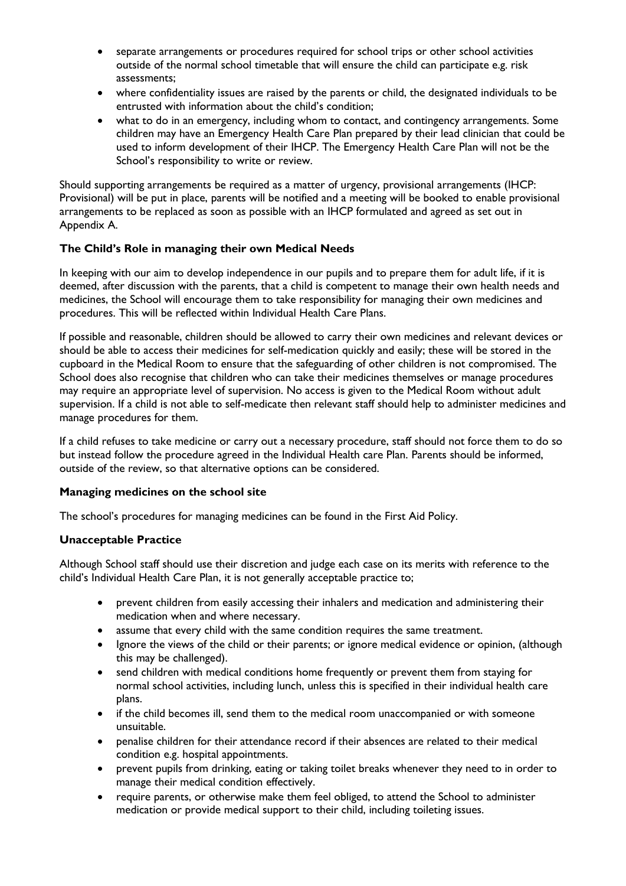- separate arrangements or procedures required for school trips or other school activities outside of the normal school timetable that will ensure the child can participate e.g. risk assessments;
- where confidentiality issues are raised by the parents or child, the designated individuals to be entrusted with information about the child's condition;
- what to do in an emergency, including whom to contact, and contingency arrangements. Some children may have an Emergency Health Care Plan prepared by their lead clinician that could be used to inform development of their IHCP. The Emergency Health Care Plan will not be the School's responsibility to write or review.

Should supporting arrangements be required as a matter of urgency, provisional arrangements (IHCP: Provisional) will be put in place, parents will be notified and a meeting will be booked to enable provisional arrangements to be replaced as soon as possible with an IHCP formulated and agreed as set out in Appendix A.

**The Child's Role in managing their own Medical Needs**

In keeping with our aim to develop independence in our pupils and to prepare them for adult life, if it is deemed, after discussion with the parents, that a child is competent to manage their own health needs and medicines, the School will encourage them to take responsibility for managing their own medicines and procedures. This will be reflected within Individual Health Care Plans.

If possible and reasonable, children should be allowed to carry their own medicines and relevant devices or should be able to access their medicines for self-medication quickly and easily; these will be stored in the cupboard in the Medical Room to ensure that the safeguarding of other children is not compromised. The School does also recognise that children who can take their medicines themselves or manage procedures may require an appropriate level of supervision. No access is given to the Medical Room without adult supervision. If a child is not able to self-medicate then relevant staff should help to administer medicines and manage procedures for them.

If a child refuses to take medicine or carry out a necessary procedure, staff should not force them to do so but instead follow the procedure agreed in the Individual Health care Plan. Parents should be informed, outside of the review, so that alternative options can be considered.

**Managing medicines on the school site**

The school's procedures for managing medicines can be found in the First Aid Policy.

**Unacceptable Practice**

Although School staff should use their discretion and judge each case on its merits with reference to the child's Individual Health Care Plan, it is not generally acceptable practice to;

- prevent children from easily accessing their inhalers and medication and administering their medication when and where necessary.
- assume that every child with the same condition requires the same treatment.
- Ignore the views of the child or their parents; or ignore medical evidence or opinion, (although this may be challenged).
- send children with medical conditions home frequently or prevent them from staying for normal school activities, including lunch, unless this is specified in their individual health care plans.
- if the child becomes ill, send them to the medical room unaccompanied or with someone unsuitable.
- penalise children for their attendance record if their absences are related to their medical condition e.g. hospital appointments.
- prevent pupils from drinking, eating or taking toilet breaks whenever they need to in order to manage their medical condition effectively.
- require parents, or otherwise make them feel obliged, to attend the School to administer medication or provide medical support to their child, including toileting issues.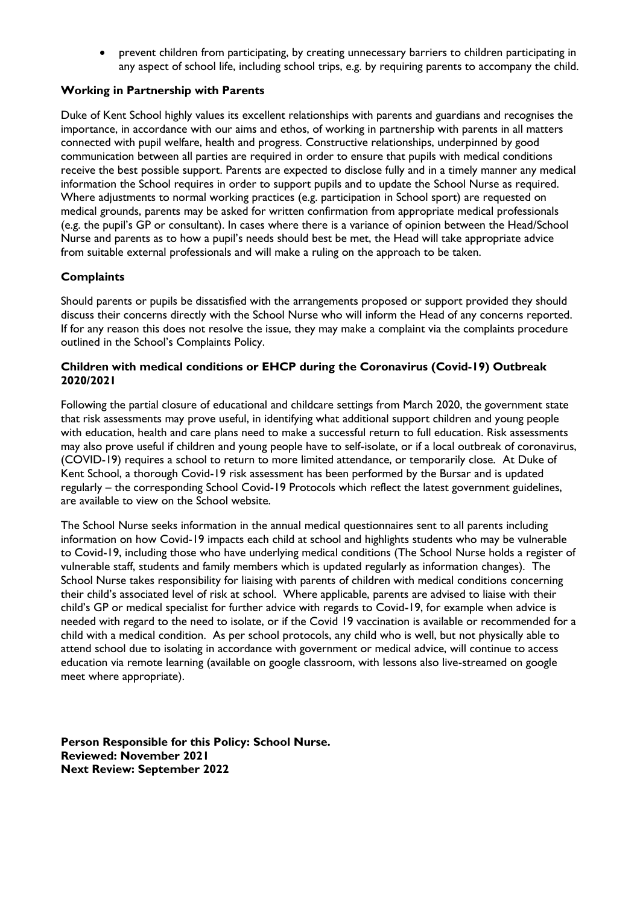- prevent children from participating, by creating unnecessary barriers to children participating in any aspect of school life, including school trips, e.g. by requiring parents to accompany the child.

**Working in Partnership with Parents**

Duke of Kent School highly values its excellent relationships with parents and guardians and recognises the importance, in accordance with our aims and ethos, of working in partnership with parents in all matters connected with pupil welfare, health and progress. Constructive relationships, underpinned by good communication between all parties are required in order to ensure that pupils with medical conditions receive the best possible support. Parents are expected to disclose fully and in a timely manner any medical information the School requires in order to support pupils and to update the School Nurse as required. Where adjustments to normal working practices (e.g. participation in School sport) are requested on medical grounds, parents may be asked for written confirmation from appropriate medical professionals (e.g. the pupil's GP or consultant). In cases where there is a variance of opinion between the Head/School Nurse and parents as to how a pupil's needs should best be met, the Head will take appropriate advice from suitable external professionals and will make a ruling on the approach to be taken.

**Complaints**

Should parents or pupils be dissatisfied with the arrangements proposed or support provided they should discuss their concerns directly with the School Nurse who will inform the Head of any concerns reported. If for any reason this does not resolve the issue, they may make a complaint via the complaints procedure outlined in the School's Complaints Policy.

**Children with medical conditions or EHCP during the Coronavirus (Covid-19) Outbreak 2020/2021**

Following the partial closure of educational and childcare settings from March 2020, the government state that risk assessments may prove useful, in identifying what additional support children and young people with education, health and care plans need to make a successful return to full education. Risk assessments may also prove useful if children and young people have to self-isolate, or if a local outbreak of coronavirus, (COVID-19) requires a school to return to more limited attendance, or temporarily close. At Duke of Kent School, a thorough Covid-19 risk assessment has been performed by the Bursar and is updated regularly – the corresponding School Covid-19 Protocols which reflect the latest government guidelines, are available to view on the School website.

The School Nurse seeks information in the annual medical questionnaires sent to all parents including information on how Covid-19 impacts each child at school and highlights students who may be vulnerable to Covid-19, including those who have underlying medical conditions (The School Nurse holds a register of vulnerable staff, students and family members which is updated regularly as information changes). The School Nurse takes responsibility for liaising with parents of children with medical conditions concerning their child's associated level of risk at school. Where applicable, parents are advised to liaise with their child's GP or medical specialist for further advice with regards to Covid-19, for example when advice is needed with regard to the need to isolate, or if the Covid 19 vaccination is available or recommended for a child with a medical condition. As per school protocols, any child who is well, but not physically able to attend school due to isolating in accordance with government or medical advice, will continue to access education via remote learning (available on google classroom, with lessons also live-streamed on google meet where appropriate).

**Person Responsible for this Policy: School Nurse.**
**Reviewed: November 2021**
**Next Review: September 2022**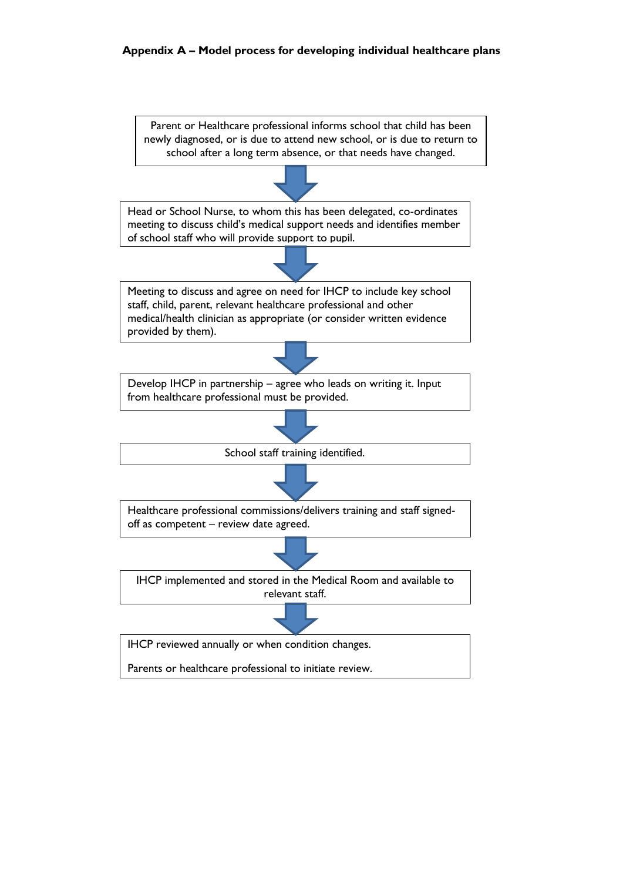**Appendix A – Model process for developing individual healthcare plans**

Parent or Healthcare professional informs school that child has been newly diagnosed, or is due to attend new school, or is due to return to school after a long term absence, or that needs have changed.

↓

Head or School Nurse, to whom this has been delegated, co-ordinates meeting to discuss child's medical support needs and identifies member of school staff who will provide support to pupil.

↓

Meeting to discuss and agree on need for IHCP to include key school staff, child, parent, relevant healthcare professional and other medical/health clinician as appropriate (or consider written evidence provided by them).

↓

Develop IHCP in partnership – agree who leads on writing it. Input from healthcare professional must be provided.

↓

School staff training identified.

↓

Healthcare professional commissions/delivers training and staff signed-off as competent – review date agreed.

↓

IHCP implemented and stored in the Medical Room and available to relevant staff.

↓

IHCP reviewed annually or when condition changes.

Parents or healthcare professional to initiate review.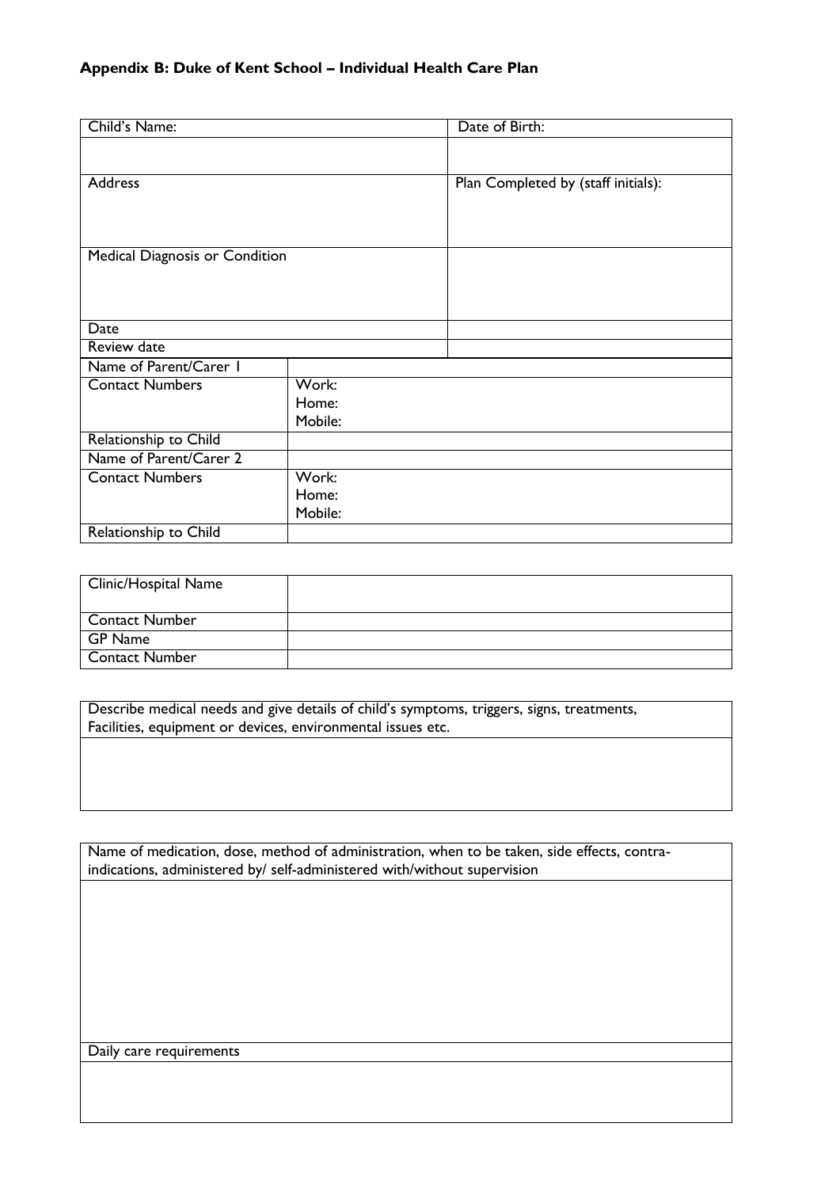**Appendix B: Duke of Kent School – Individual Health Care Plan**

| Child's Name: | Date of Birth: |
|---|---|
| | |
| Address | Plan Completed by (staff initials): |
| Medical Diagnosis or Condition | |
| Date | |
| Review date | |

| Name of Parent/Carer 1 | |
|---|---|
| Contact Numbers | Work:<br>Home:<br>Mobile: |
| Relationship to Child | |
| Name of Parent/Carer 2 | |
| Contact Numbers | Work:<br>Home:<br>Mobile: |
| Relationship to Child | |

| Clinic/Hospital Name | |
|---|---|
| Contact Number | |
| GP Name | |
| Contact Number | |

| Describe medical needs and give details of child's symptoms, triggers, signs, treatments, Facilities, equipment or devices, environmental issues etc. |
|---|
| |

| Name of medication, dose, method of administration, when to be taken, side effects, contra-indications, administered by/ self-administered with/without supervision |
|---|
| |
| Daily care requirements |
| |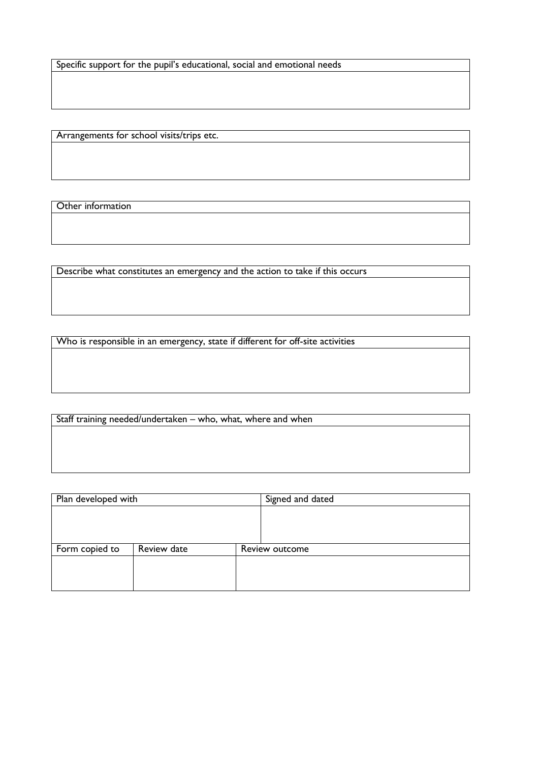| Specific support for the pupil's educational, social and emotional needs |
| --- |
| |

| Arrangements for school visits/trips etc. |
| --- |
| |

| Other information |
| --- |
| |

| Describe what constitutes an emergency and the action to take if this occurs |
| --- |
| |

| Who is responsible in an emergency, state if different for off-site activities |
| --- |
| |

| Staff training needed/undertaken – who, what, where and when |
| --- |
| |

| Plan developed with | | Signed and dated |
| --- | --- | --- |
| | | |
| Form copied to | Review date | Review outcome |
| | | |